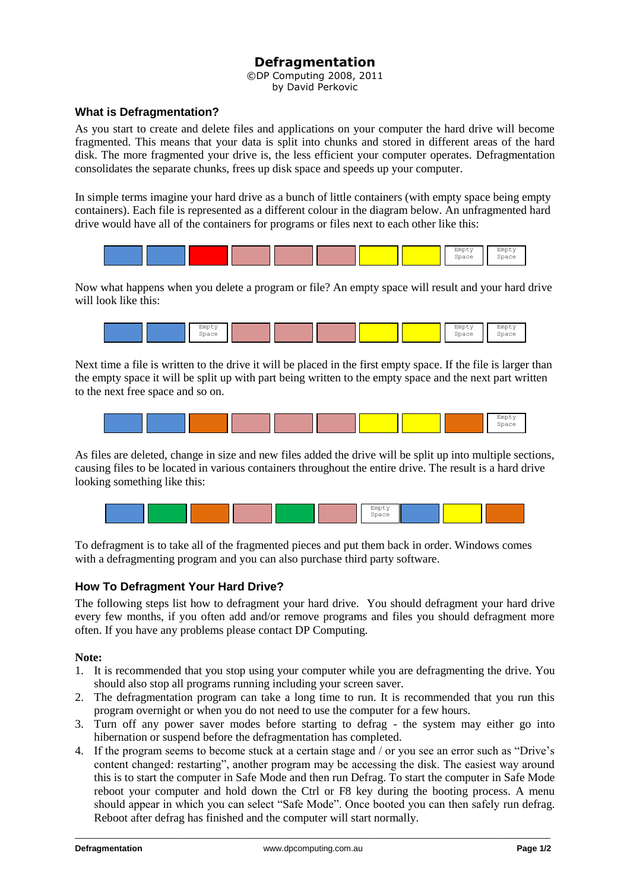# Defragmentation

©DP Computing 2008, 2011
by David Perkovic

## What is Defragmentation?

As you start to create and delete files and applications on your computer the hard drive will become fragmented. This means that your data is split into chunks and stored in different areas of the hard disk. The more fragmented your drive is, the less efficient your computer operates. Defragmentation consolidates the separate chunks, frees up disk space and speeds up your computer.

In simple terms imagine your hard drive as a bunch of little containers (with empty space being empty containers). Each file is represented as a different colour in the diagram below. An unfragmented hard drive would have all of the containers for programs or files next to each other like this:

| | | | | | | | | | |
|---|---|---|---|---|---|---|---|---|---|
| | | | | | | | | Empty Space | Empty Space |

Now what happens when you delete a program or file? An empty space will result and your hard drive will look like this:

| | | | | | | | | | |
|---|---|---|---|---|---|---|---|---|---|
| | | Empty Space | | | | | | Empty Space | Empty Space |

Next time a file is written to the drive it will be placed in the first empty space. If the file is larger than the empty space it will be split up with part being written to the empty space and the next part written to the next free space and so on.

| | | | | | | | | | |
|---|---|---|---|---|---|---|---|---|---|
| | | | | | | | | | Empty Space |

As files are deleted, change in size and new files added the drive will be split up into multiple sections, causing files to be located in various containers throughout the entire drive. The result is a hard drive looking something like this:

| | | | | | | | | | |
|---|---|---|---|---|---|---|---|---|---|
| | | | | | | Empty Space | | | |

To defragment is to take all of the fragmented pieces and put them back in order. Windows comes with a defragmenting program and you can also purchase third party software.

## How To Defragment Your Hard Drive?

The following steps list how to defragment your hard drive. You should defragment your hard drive every few months, if you often add and/or remove programs and files you should defragment more often. If you have any problems please contact DP Computing.

**Note:**

1. It is recommended that you stop using your computer while you are defragmenting the drive. You should also stop all programs running including your screen saver.
2. The defragmentation program can take a long time to run. It is recommended that you run this program overnight or when you do not need to use the computer for a few hours.
3. Turn off any power saver modes before starting to defrag - the system may either go into hibernation or suspend before the defragmentation has completed.
4. If the program seems to become stuck at a certain stage and / or you see an error such as "Drive's content changed: restarting", another program may be accessing the disk. The easiest way around this is to start the computer in Safe Mode and then run Defrag. To start the computer in Safe Mode reboot your computer and hold down the Ctrl or F8 key during the booting process. A menu should appear in which you can select "Safe Mode". Once booted you can then safely run defrag. Reboot after defrag has finished and the computer will start normally.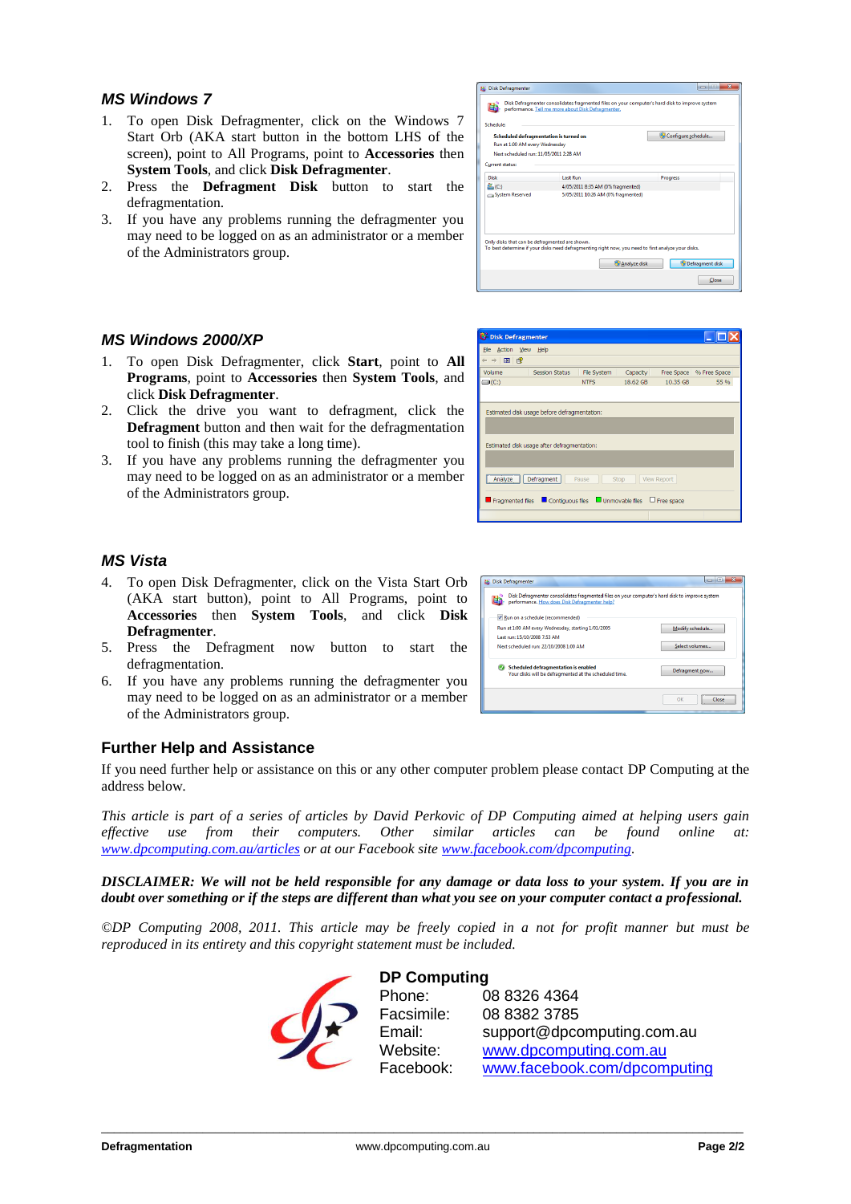### MS Windows 7

1. To open Disk Defragmenter, click on the Windows 7 Start Orb (AKA start button in the bottom LHS of the screen), point to All Programs, point to **Accessories** then **System Tools**, and click **Disk Defragmenter**.
2. Press the **Defragment Disk** button to start the defragmentation.
3. If you have any problems running the defragmenter you may need to be logged on as an administrator or a member of the Administrators group.

### MS Windows 2000/XP

1. To open Disk Defragmenter, click **Start**, point to **All Programs**, point to **Accessories** then **System Tools**, and click **Disk Defragmenter**.
2. Click the drive you want to defragment, click the **Defragment** button and then wait for the defragmentation tool to finish (this may take a long time).
3. If you have any problems running the defragmenter you may need to be logged on as an administrator or a member of the Administrators group.

### MS Vista

4. To open Disk Defragmenter, click on the Vista Start Orb (AKA start button), point to All Programs, point to **Accessories** then **System Tools**, and click **Disk Defragmenter**.
5. Press the Defragment now button to start the defragmentation.
6. If you have any problems running the defragmenter you may need to be logged on as an administrator or a member of the Administrators group.

## Further Help and Assistance

If you need further help or assistance on this or any other computer problem please contact DP Computing at the address below.

*This article is part of a series of articles by David Perkovic of DP Computing aimed at helping users gain effective use from their computers. Other similar articles can be found online at: www.dpcomputing.com.au/articles or at our Facebook site www.facebook.com/dpcomputing.*

***DISCLAIMER: We will not be held responsible for any damage or data loss to your system. If you are in doubt over something or if the steps are different than what you see on your computer contact a professional.***

*©DP Computing 2008, 2011. This article may be freely copied in a not for profit manner but must be reproduced in its entirety and this copyright statement must be included.*

**DP Computing**

| | |
|---|---|
| Phone: | 08 8326 4364 |
| Facsimile: | 08 8382 3785 |
| Email: | support@dpcomputing.com.au |
| Website: | www.dpcomputing.com.au |
| Facebook: | www.facebook.com/dpcomputing |